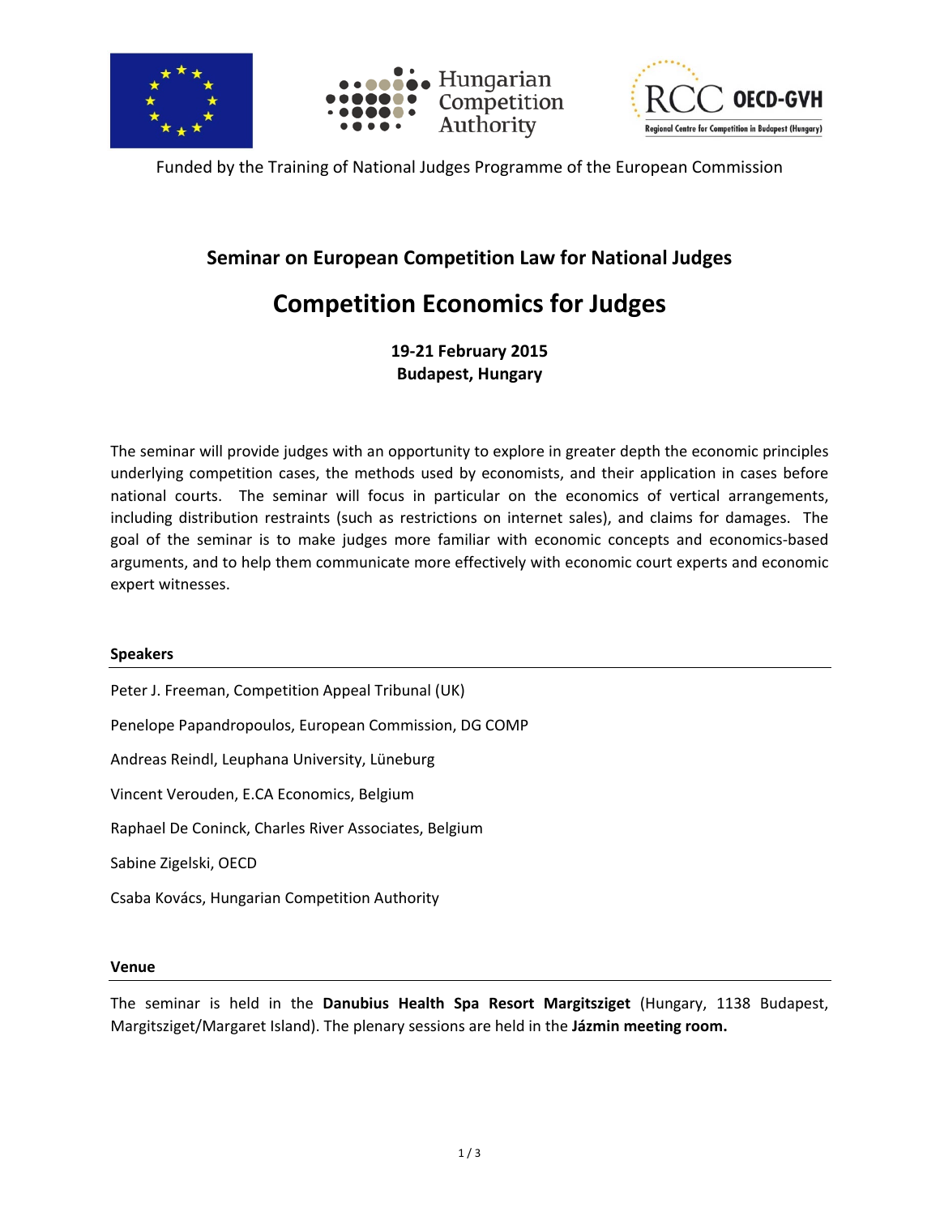Hungarian Competition Authority

RCC OECD-GVH

Regional Centre for Competition in Budapest (Hungary)

Funded by the Training of National Judges Programme of the European Commission

## Seminar on European Competition Law for National Judges

# Competition Economics for Judges

**19-21 February 2015**
**Budapest, Hungary**

The seminar will provide judges with an opportunity to explore in greater depth the economic principles underlying competition cases, the methods used by economists, and their application in cases before national courts. The seminar will focus in particular on the economics of vertical arrangements, including distribution restraints (such as restrictions on internet sales), and claims for damages. The goal of the seminar is to make judges more familiar with economic concepts and economics-based arguments, and to help them communicate more effectively with economic court experts and economic expert witnesses.

### Speakers

Peter J. Freeman, Competition Appeal Tribunal (UK)

Penelope Papandropoulos, European Commission, DG COMP

Andreas Reindl, Leuphana University, Lüneburg

Vincent Verouden, E.CA Economics, Belgium

Raphael De Coninck, Charles River Associates, Belgium

Sabine Zigelski, OECD

Csaba Kovács, Hungarian Competition Authority

### Venue

The seminar is held in the **Danubius Health Spa Resort Margitsziget** (Hungary, 1138 Budapest, Margitsziget/Margaret Island). The plenary sessions are held in the **Jázmin meeting room.**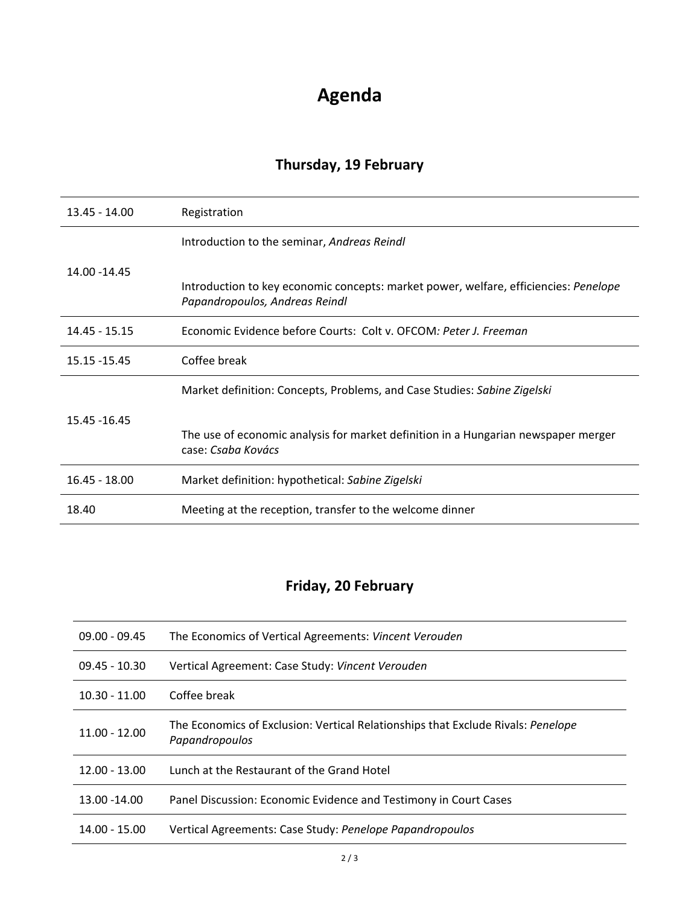# Agenda

## Thursday, 19 February

| | |
|---|---|
| 13.45 - 14.00 | Registration |
| 14.00 -14.45 | Introduction to the seminar, *Andreas Reindl*<br><br>Introduction to key economic concepts: market power, welfare, efficiencies: *Penelope Papandropoulos, Andreas Reindl* |
| 14.45 - 15.15 | Economic Evidence before Courts: Colt v. OFCOM*: Peter J. Freeman* |
| 15.15 -15.45 | Coffee break |
| 15.45 -16.45 | Market definition: Concepts, Problems, and Case Studies: *Sabine Zigelski*<br><br>The use of economic analysis for market definition in a Hungarian newspaper merger case: *Csaba Kovács* |
| 16.45 - 18.00 | Market definition: hypothetical: *Sabine Zigelski* |
| 18.40 | Meeting at the reception, transfer to the welcome dinner |

## Friday, 20 February

| | |
|---|---|
| 09.00 - 09.45 | The Economics of Vertical Agreements: *Vincent Verouden* |
| 09.45 - 10.30 | Vertical Agreement: Case Study: *Vincent Verouden* |
| 10.30 - 11.00 | Coffee break |
| 11.00 - 12.00 | The Economics of Exclusion: Vertical Relationships that Exclude Rivals: *Penelope Papandropoulos* |
| 12.00 - 13.00 | Lunch at the Restaurant of the Grand Hotel |
| 13.00 -14.00 | Panel Discussion: Economic Evidence and Testimony in Court Cases |
| 14.00 - 15.00 | Vertical Agreements: Case Study: *Penelope Papandropoulos* |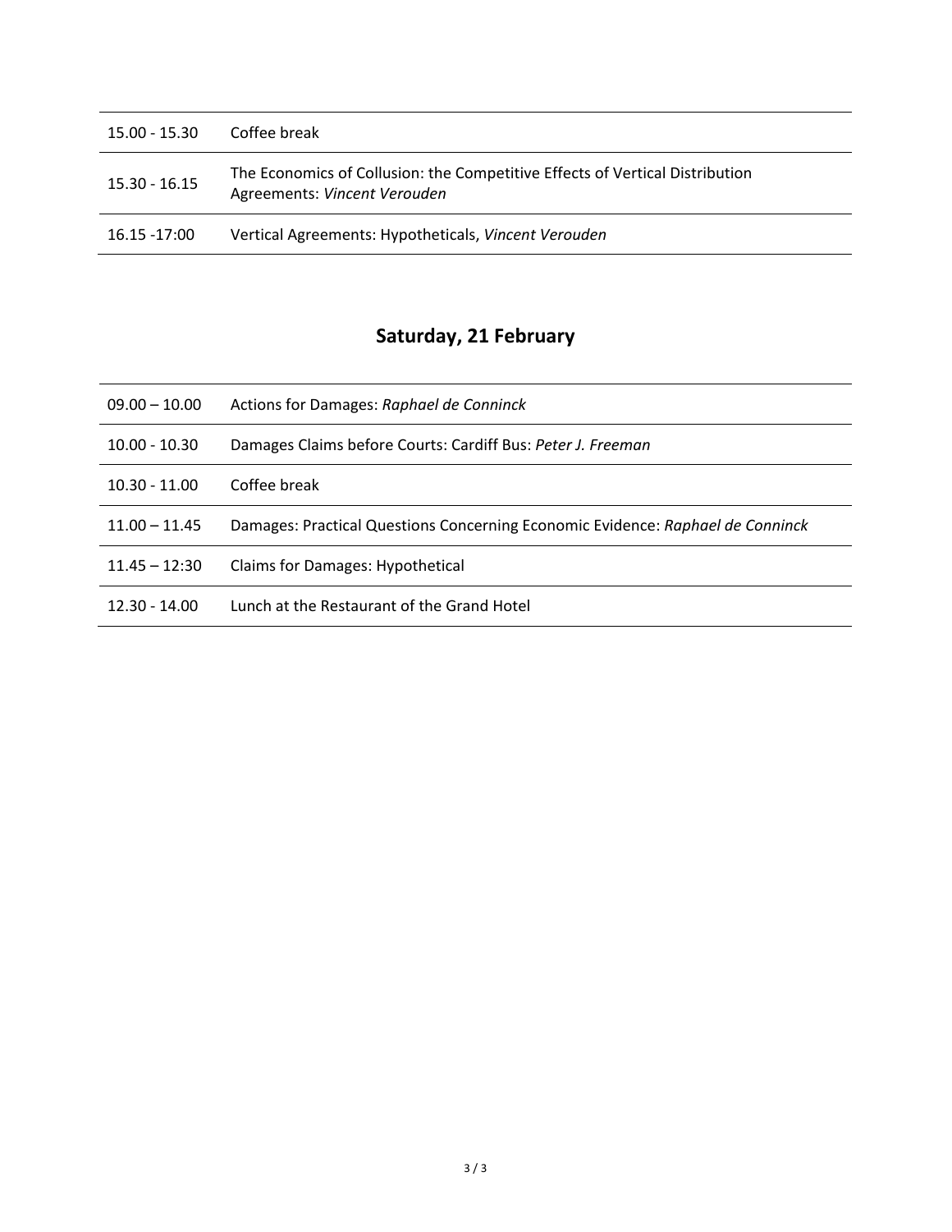| | |
|---|---|
| 15.00 - 15.30 | Coffee break |
| 15.30 - 16.15 | The Economics of Collusion: the Competitive Effects of Vertical Distribution Agreements: *Vincent Verouden* |
| 16.15 -17:00 | Vertical Agreements: Hypotheticals, *Vincent Verouden* |

## Saturday, 21 February

| | |
|---|---|
| 09.00 – 10.00 | Actions for Damages: *Raphael de Conninck* |
| 10.00 - 10.30 | Damages Claims before Courts: Cardiff Bus: *Peter J. Freeman* |
| 10.30 - 11.00 | Coffee break |
| 11.00 – 11.45 | Damages: Practical Questions Concerning Economic Evidence: *Raphael de Conninck* |
| 11.45 – 12:30 | Claims for Damages: Hypothetical |
| 12.30 - 14.00 | Lunch at the Restaurant of the Grand Hotel |